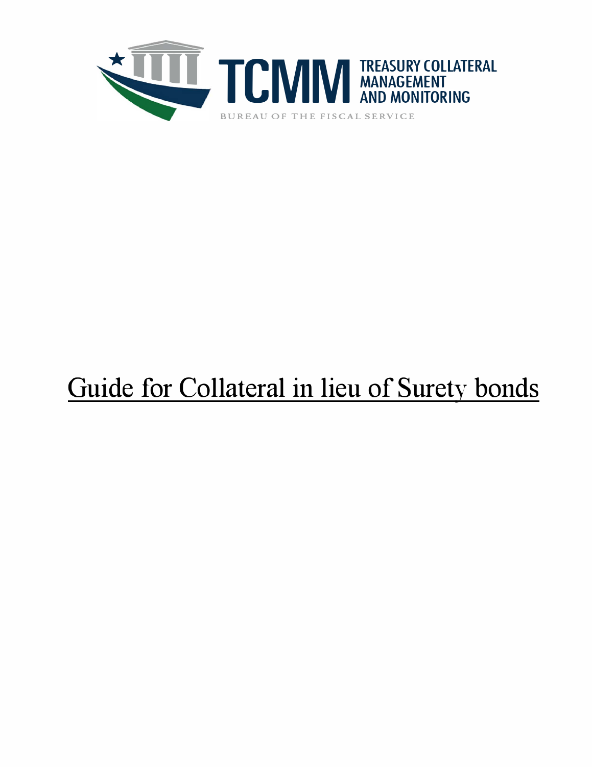TCMM TREASURY COLLATERAL MANAGEMENT AND MONITORING

BUREAU OF THE FISCAL SERVICE

# Guide for Collateral in lieu of Surety bonds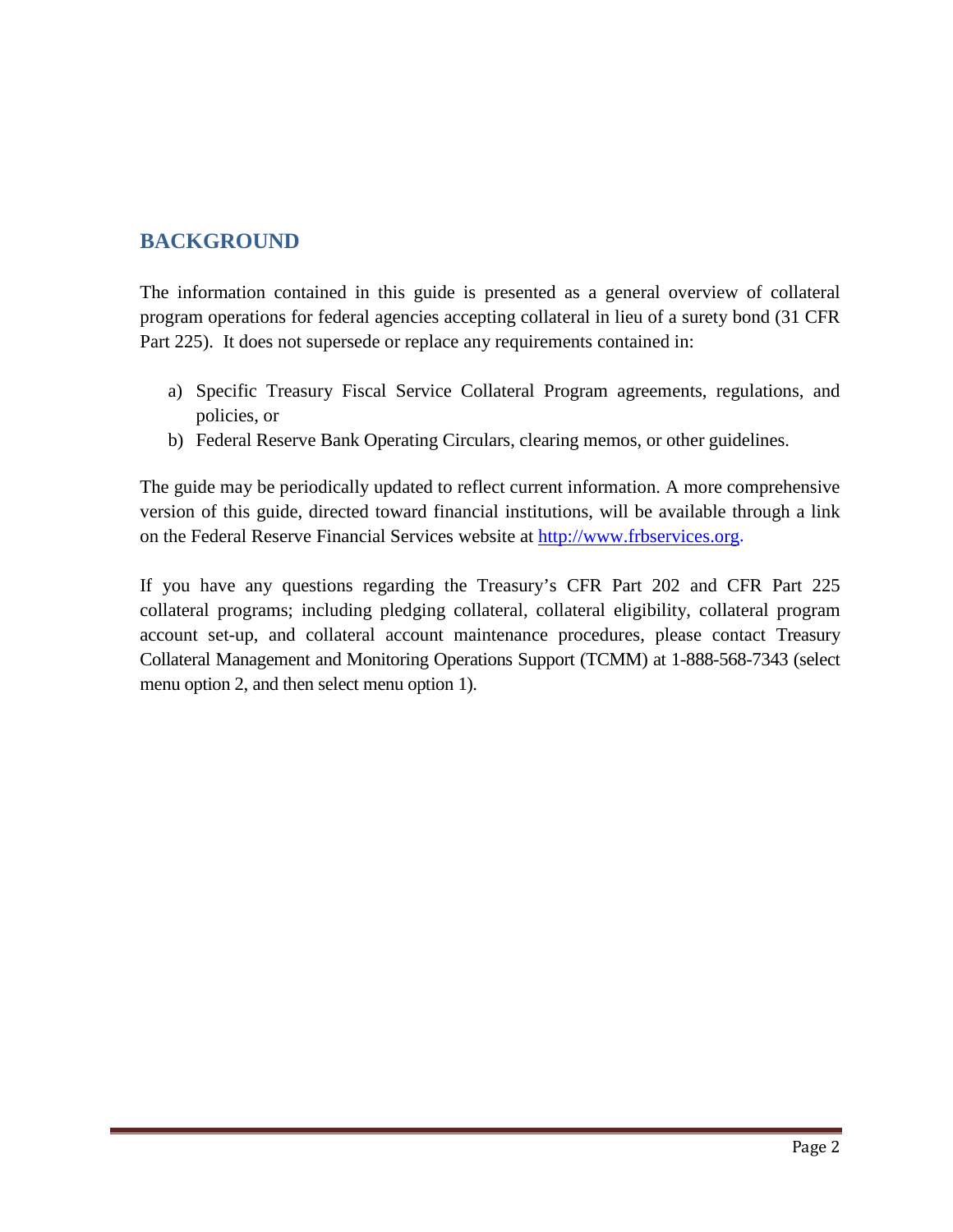## BACKGROUND

The information contained in this guide is presented as a general overview of collateral program operations for federal agencies accepting collateral in lieu of a surety bond (31 CFR Part 225). It does not supersede or replace any requirements contained in:

a) Specific Treasury Fiscal Service Collateral Program agreements, regulations, and policies, or
b) Federal Reserve Bank Operating Circulars, clearing memos, or other guidelines.

The guide may be periodically updated to reflect current information. A more comprehensive version of this guide, directed toward financial institutions, will be available through a link on the Federal Reserve Financial Services website at [http://www.frbservices.org](http://www.frbservices.org).

If you have any questions regarding the Treasury's CFR Part 202 and CFR Part 225 collateral programs; including pledging collateral, collateral eligibility, collateral program account set-up, and collateral account maintenance procedures, please contact Treasury Collateral Management and Monitoring Operations Support (TCMM) at 1-888-568-7343 (select menu option 2, and then select menu option 1).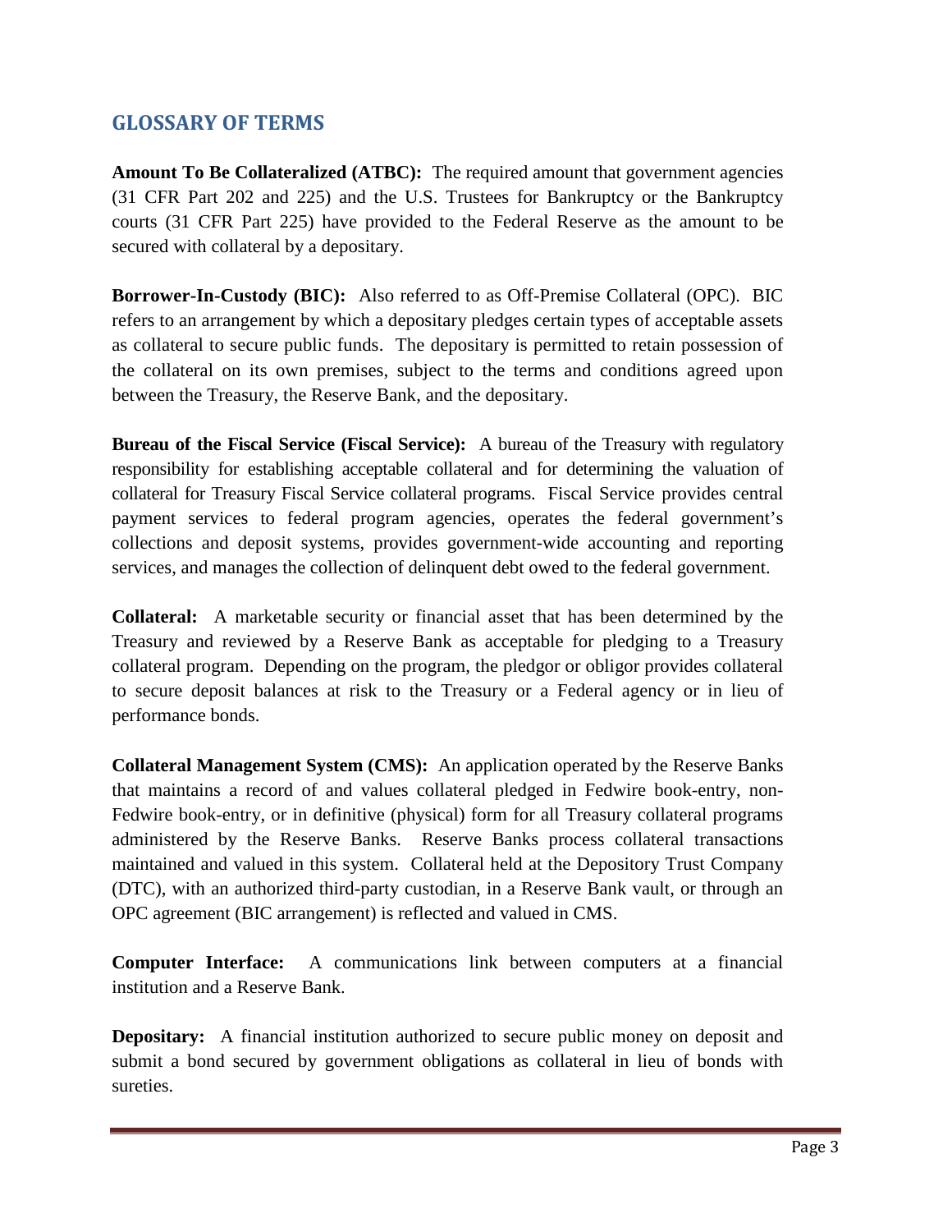## GLOSSARY OF TERMS

**Amount To Be Collateralized (ATBC):** The required amount that government agencies (31 CFR Part 202 and 225) and the U.S. Trustees for Bankruptcy or the Bankruptcy courts (31 CFR Part 225) have provided to the Federal Reserve as the amount to be secured with collateral by a depositary.

**Borrower-In-Custody (BIC):** Also referred to as Off-Premise Collateral (OPC). BIC refers to an arrangement by which a depositary pledges certain types of acceptable assets as collateral to secure public funds. The depositary is permitted to retain possession of the collateral on its own premises, subject to the terms and conditions agreed upon between the Treasury, the Reserve Bank, and the depositary.

**Bureau of the Fiscal Service (Fiscal Service):** A bureau of the Treasury with regulatory responsibility for establishing acceptable collateral and for determining the valuation of collateral for Treasury Fiscal Service collateral programs. Fiscal Service provides central payment services to federal program agencies, operates the federal government's collections and deposit systems, provides government-wide accounting and reporting services, and manages the collection of delinquent debt owed to the federal government.

**Collateral:** A marketable security or financial asset that has been determined by the Treasury and reviewed by a Reserve Bank as acceptable for pledging to a Treasury collateral program. Depending on the program, the pledgor or obligor provides collateral to secure deposit balances at risk to the Treasury or a Federal agency or in lieu of performance bonds.

**Collateral Management System (CMS):** An application operated by the Reserve Banks that maintains a record of and values collateral pledged in Fedwire book-entry, non-Fedwire book-entry, or in definitive (physical) form for all Treasury collateral programs administered by the Reserve Banks. Reserve Banks process collateral transactions maintained and valued in this system. Collateral held at the Depository Trust Company (DTC), with an authorized third-party custodian, in a Reserve Bank vault, or through an OPC agreement (BIC arrangement) is reflected and valued in CMS.

**Computer Interface:** A communications link between computers at a financial institution and a Reserve Bank.

**Depositary:** A financial institution authorized to secure public money on deposit and submit a bond secured by government obligations as collateral in lieu of bonds with sureties.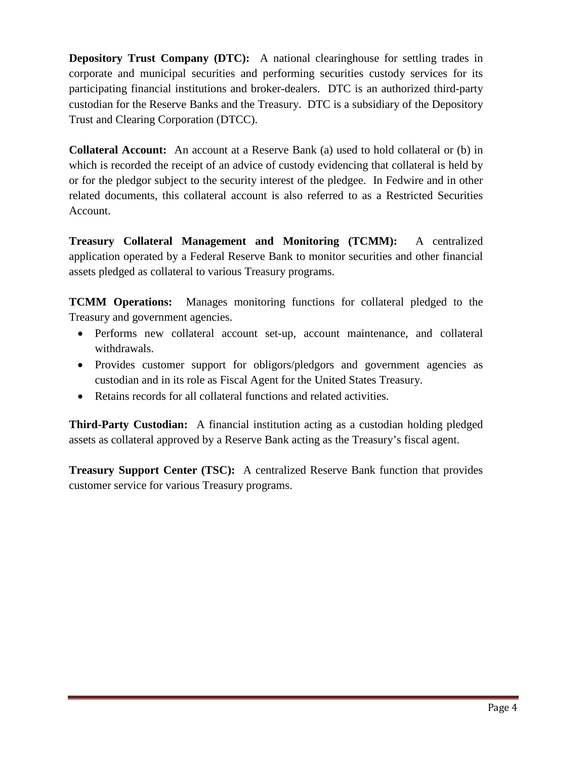**Depository Trust Company (DTC):** A national clearinghouse for settling trades in corporate and municipal securities and performing securities custody services for its participating financial institutions and broker-dealers. DTC is an authorized third-party custodian for the Reserve Banks and the Treasury. DTC is a subsidiary of the Depository Trust and Clearing Corporation (DTCC).

**Collateral Account:** An account at a Reserve Bank (a) used to hold collateral or (b) in which is recorded the receipt of an advice of custody evidencing that collateral is held by or for the pledgor subject to the security interest of the pledgee. In Fedwire and in other related documents, this collateral account is also referred to as a Restricted Securities Account.

**Treasury Collateral Management and Monitoring (TCMM):** A centralized application operated by a Federal Reserve Bank to monitor securities and other financial assets pledged as collateral to various Treasury programs.

**TCMM Operations:** Manages monitoring functions for collateral pledged to the Treasury and government agencies.

- Performs new collateral account set-up, account maintenance, and collateral withdrawals.
- Provides customer support for obligors/pledgors and government agencies as custodian and in its role as Fiscal Agent for the United States Treasury.
- Retains records for all collateral functions and related activities.

**Third-Party Custodian:** A financial institution acting as a custodian holding pledged assets as collateral approved by a Reserve Bank acting as the Treasury's fiscal agent.

**Treasury Support Center (TSC):** A centralized Reserve Bank function that provides customer service for various Treasury programs.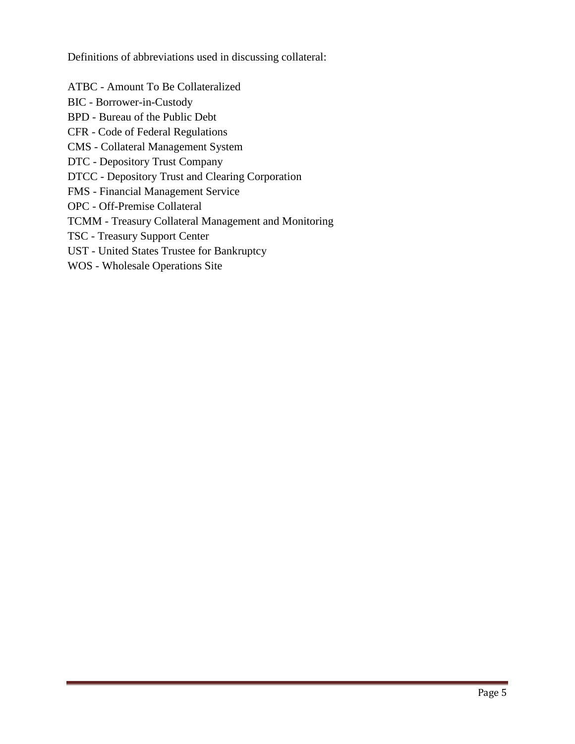Definitions of abbreviations used in discussing collateral:

ATBC - Amount To Be Collateralized
BIC - Borrower-in-Custody
BPD - Bureau of the Public Debt
CFR - Code of Federal Regulations
CMS - Collateral Management System
DTC - Depository Trust Company
DTCC - Depository Trust and Clearing Corporation
FMS - Financial Management Service
OPC - Off-Premise Collateral
TCMM - Treasury Collateral Management and Monitoring
TSC - Treasury Support Center
UST - United States Trustee for Bankruptcy
WOS - Wholesale Operations Site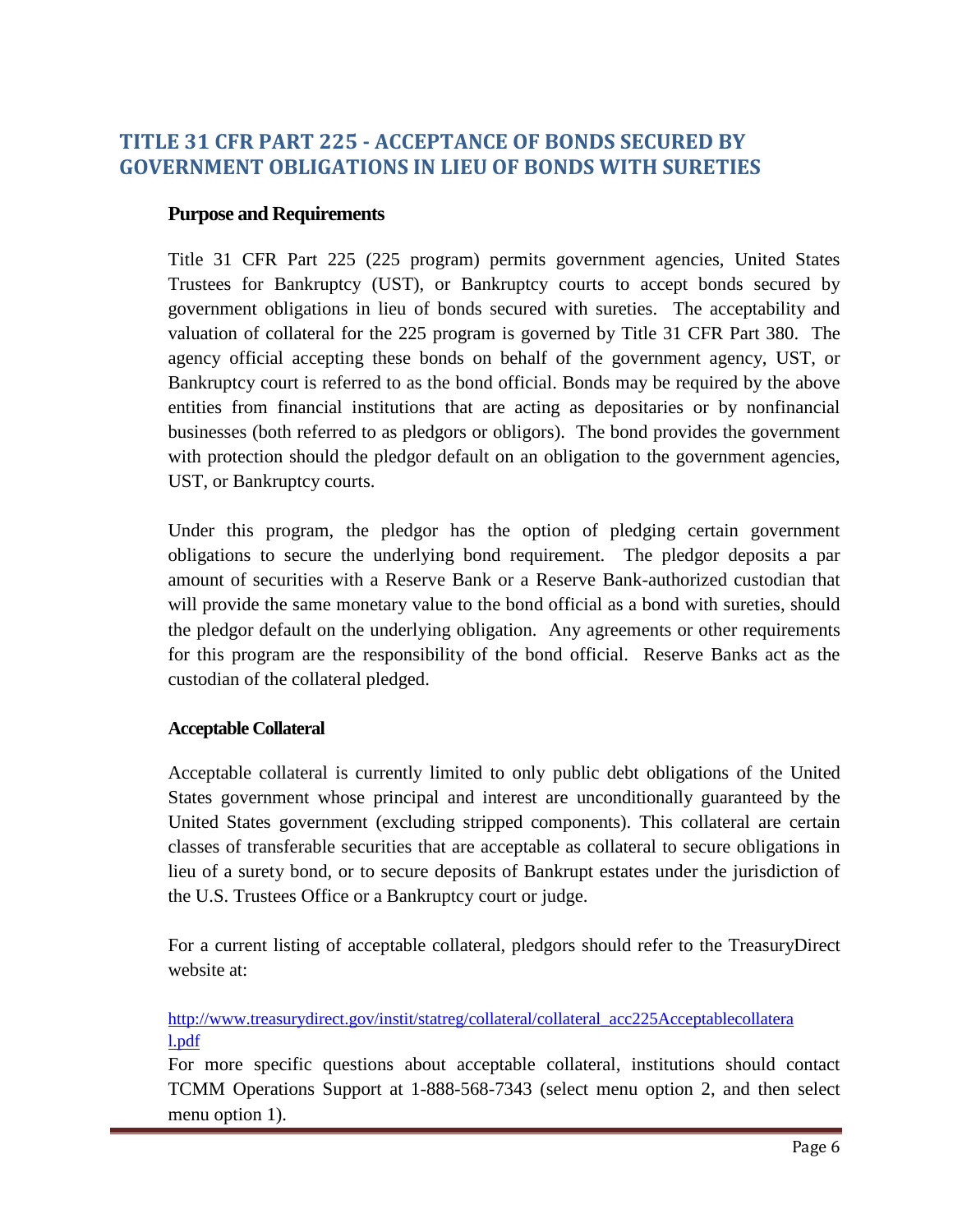## TITLE 31 CFR PART 225 - ACCEPTANCE OF BONDS SECURED BY GOVERNMENT OBLIGATIONS IN LIEU OF BONDS WITH SURETIES

### Purpose and Requirements

Title 31 CFR Part 225 (225 program) permits government agencies, United States Trustees for Bankruptcy (UST), or Bankruptcy courts to accept bonds secured by government obligations in lieu of bonds secured with sureties. The acceptability and valuation of collateral for the 225 program is governed by Title 31 CFR Part 380. The agency official accepting these bonds on behalf of the government agency, UST, or Bankruptcy court is referred to as the bond official. Bonds may be required by the above entities from financial institutions that are acting as depositaries or by nonfinancial businesses (both referred to as pledgors or obligors). The bond provides the government with protection should the pledgor default on an obligation to the government agencies, UST, or Bankruptcy courts.

Under this program, the pledgor has the option of pledging certain government obligations to secure the underlying bond requirement. The pledgor deposits a par amount of securities with a Reserve Bank or a Reserve Bank-authorized custodian that will provide the same monetary value to the bond official as a bond with sureties, should the pledgor default on the underlying obligation. Any agreements or other requirements for this program are the responsibility of the bond official. Reserve Banks act as the custodian of the collateral pledged.

### Acceptable Collateral

Acceptable collateral is currently limited to only public debt obligations of the United States government whose principal and interest are unconditionally guaranteed by the United States government (excluding stripped components). This collateral are certain classes of transferable securities that are acceptable as collateral to secure obligations in lieu of a surety bond, or to secure deposits of Bankrupt estates under the jurisdiction of the U.S. Trustees Office or a Bankruptcy court or judge.

For a current listing of acceptable collateral, pledgors should refer to the TreasuryDirect website at:

http://www.treasurydirect.gov/instit/statreg/collateral/collateral_acc225Acceptablecollateral.pdf

For more specific questions about acceptable collateral, institutions should contact TCMM Operations Support at 1-888-568-7343 (select menu option 2, and then select menu option 1).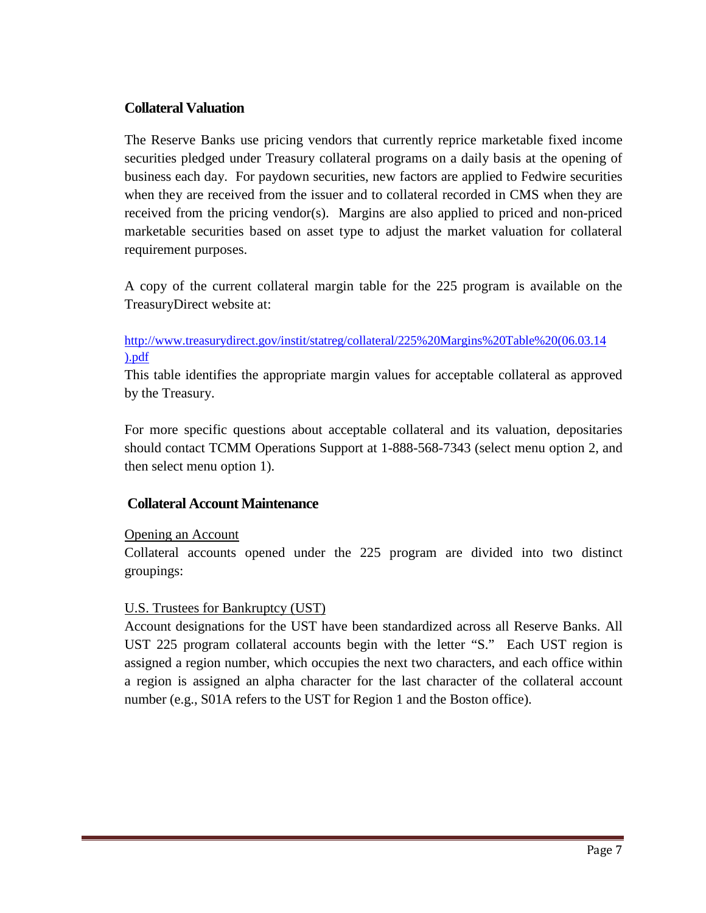## Collateral Valuation

The Reserve Banks use pricing vendors that currently reprice marketable fixed income securities pledged under Treasury collateral programs on a daily basis at the opening of business each day. For paydown securities, new factors are applied to Fedwire securities when they are received from the issuer and to collateral recorded in CMS when they are received from the pricing vendor(s). Margins are also applied to priced and non-priced marketable securities based on asset type to adjust the market valuation for collateral requirement purposes.

A copy of the current collateral margin table for the 225 program is available on the TreasuryDirect website at:

http://www.treasurydirect.gov/instit/statreg/collateral/225%20Margins%20Table%20(06.03.14).pdf

This table identifies the appropriate margin values for acceptable collateral as approved by the Treasury.

For more specific questions about acceptable collateral and its valuation, depositaries should contact TCMM Operations Support at 1-888-568-7343 (select menu option 2, and then select menu option 1).

## Collateral Account Maintenance

<u>Opening an Account</u>

Collateral accounts opened under the 225 program are divided into two distinct groupings:

<u>U.S. Trustees for Bankruptcy (UST)</u>

Account designations for the UST have been standardized across all Reserve Banks. All UST 225 program collateral accounts begin with the letter "S." Each UST region is assigned a region number, which occupies the next two characters, and each office within a region is assigned an alpha character for the last character of the collateral account number (e.g., S01A refers to the UST for Region 1 and the Boston office).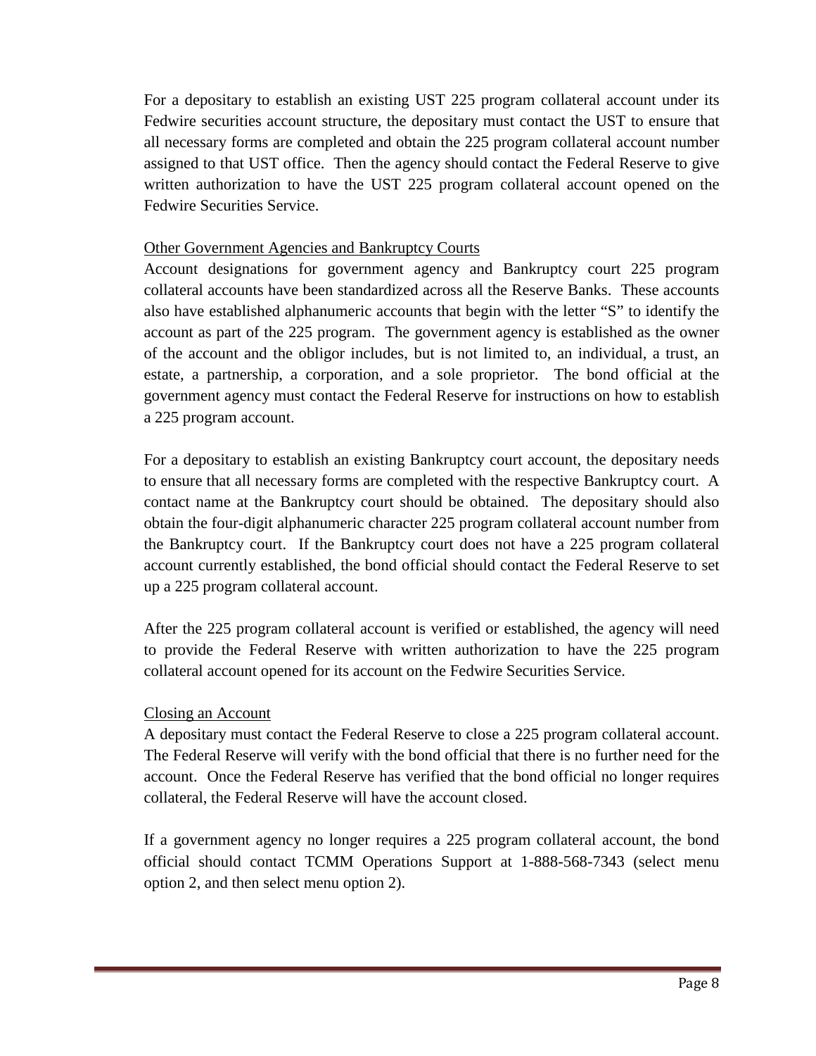For a depositary to establish an existing UST 225 program collateral account under its Fedwire securities account structure, the depositary must contact the UST to ensure that all necessary forms are completed and obtain the 225 program collateral account number assigned to that UST office. Then the agency should contact the Federal Reserve to give written authorization to have the UST 225 program collateral account opened on the Fedwire Securities Service.

<u>Other Government Agencies and Bankruptcy Courts</u>

Account designations for government agency and Bankruptcy court 225 program collateral accounts have been standardized across all the Reserve Banks. These accounts also have established alphanumeric accounts that begin with the letter "S" to identify the account as part of the 225 program. The government agency is established as the owner of the account and the obligor includes, but is not limited to, an individual, a trust, an estate, a partnership, a corporation, and a sole proprietor. The bond official at the government agency must contact the Federal Reserve for instructions on how to establish a 225 program account.

For a depositary to establish an existing Bankruptcy court account, the depositary needs to ensure that all necessary forms are completed with the respective Bankruptcy court. A contact name at the Bankruptcy court should be obtained. The depositary should also obtain the four-digit alphanumeric character 225 program collateral account number from the Bankruptcy court. If the Bankruptcy court does not have a 225 program collateral account currently established, the bond official should contact the Federal Reserve to set up a 225 program collateral account.

After the 225 program collateral account is verified or established, the agency will need to provide the Federal Reserve with written authorization to have the 225 program collateral account opened for its account on the Fedwire Securities Service.

<u>Closing an Account</u>

A depositary must contact the Federal Reserve to close a 225 program collateral account. The Federal Reserve will verify with the bond official that there is no further need for the account. Once the Federal Reserve has verified that the bond official no longer requires collateral, the Federal Reserve will have the account closed.

If a government agency no longer requires a 225 program collateral account, the bond official should contact TCMM Operations Support at 1-888-568-7343 (select menu option 2, and then select menu option 2).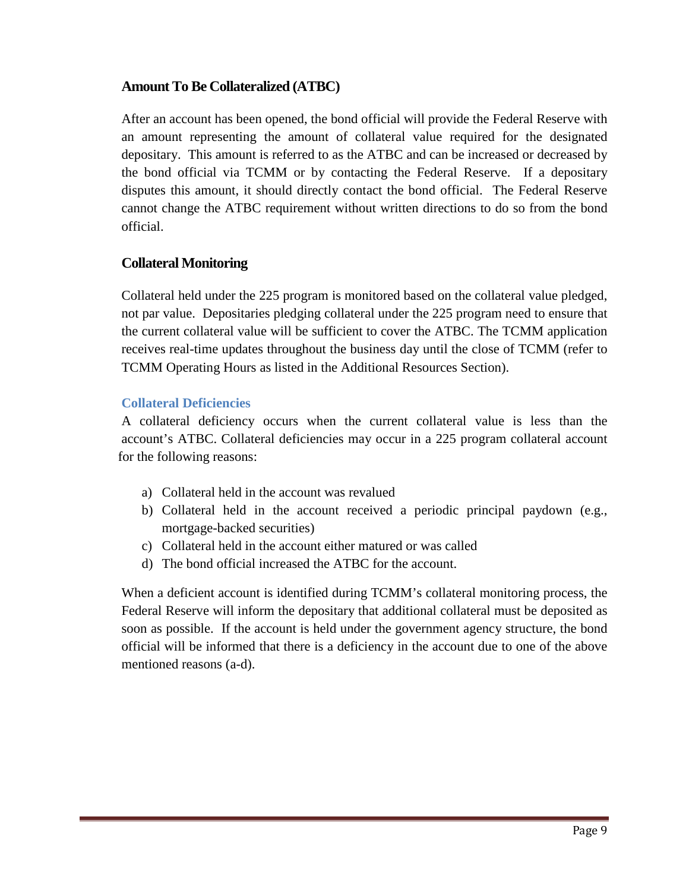## Amount To Be Collateralized (ATBC)

After an account has been opened, the bond official will provide the Federal Reserve with an amount representing the amount of collateral value required for the designated depositary. This amount is referred to as the ATBC and can be increased or decreased by the bond official via TCMM or by contacting the Federal Reserve. If a depositary disputes this amount, it should directly contact the bond official. The Federal Reserve cannot change the ATBC requirement without written directions to do so from the bond official.

## Collateral Monitoring

Collateral held under the 225 program is monitored based on the collateral value pledged, not par value. Depositaries pledging collateral under the 225 program need to ensure that the current collateral value will be sufficient to cover the ATBC. The TCMM application receives real-time updates throughout the business day until the close of TCMM (refer to TCMM Operating Hours as listed in the Additional Resources Section).

### Collateral Deficiencies

A collateral deficiency occurs when the current collateral value is less than the account's ATBC. Collateral deficiencies may occur in a 225 program collateral account for the following reasons:

a) Collateral held in the account was revalued
b) Collateral held in the account received a periodic principal paydown (e.g., mortgage-backed securities)
c) Collateral held in the account either matured or was called
d) The bond official increased the ATBC for the account.

When a deficient account is identified during TCMM's collateral monitoring process, the Federal Reserve will inform the depositary that additional collateral must be deposited as soon as possible. If the account is held under the government agency structure, the bond official will be informed that there is a deficiency in the account due to one of the above mentioned reasons (a-d).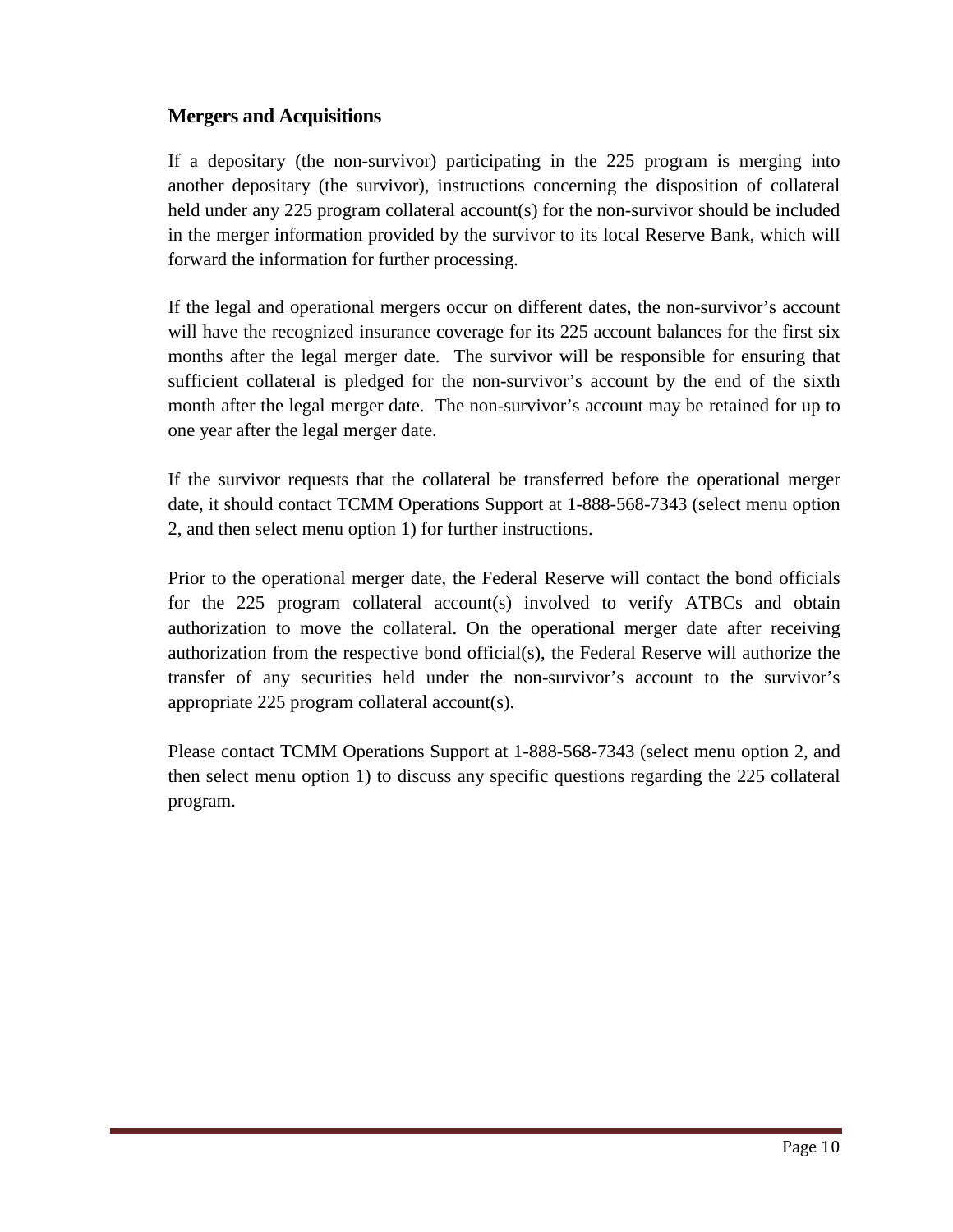## Mergers and Acquisitions

If a depositary (the non-survivor) participating in the 225 program is merging into another depositary (the survivor), instructions concerning the disposition of collateral held under any 225 program collateral account(s) for the non-survivor should be included in the merger information provided by the survivor to its local Reserve Bank, which will forward the information for further processing.

If the legal and operational mergers occur on different dates, the non-survivor's account will have the recognized insurance coverage for its 225 account balances for the first six months after the legal merger date. The survivor will be responsible for ensuring that sufficient collateral is pledged for the non-survivor's account by the end of the sixth month after the legal merger date. The non-survivor's account may be retained for up to one year after the legal merger date.

If the survivor requests that the collateral be transferred before the operational merger date, it should contact TCMM Operations Support at 1-888-568-7343 (select menu option 2, and then select menu option 1) for further instructions.

Prior to the operational merger date, the Federal Reserve will contact the bond officials for the 225 program collateral account(s) involved to verify ATBCs and obtain authorization to move the collateral. On the operational merger date after receiving authorization from the respective bond official(s), the Federal Reserve will authorize the transfer of any securities held under the non-survivor's account to the survivor's appropriate 225 program collateral account(s).

Please contact TCMM Operations Support at 1-888-568-7343 (select menu option 2, and then select menu option 1) to discuss any specific questions regarding the 225 collateral program.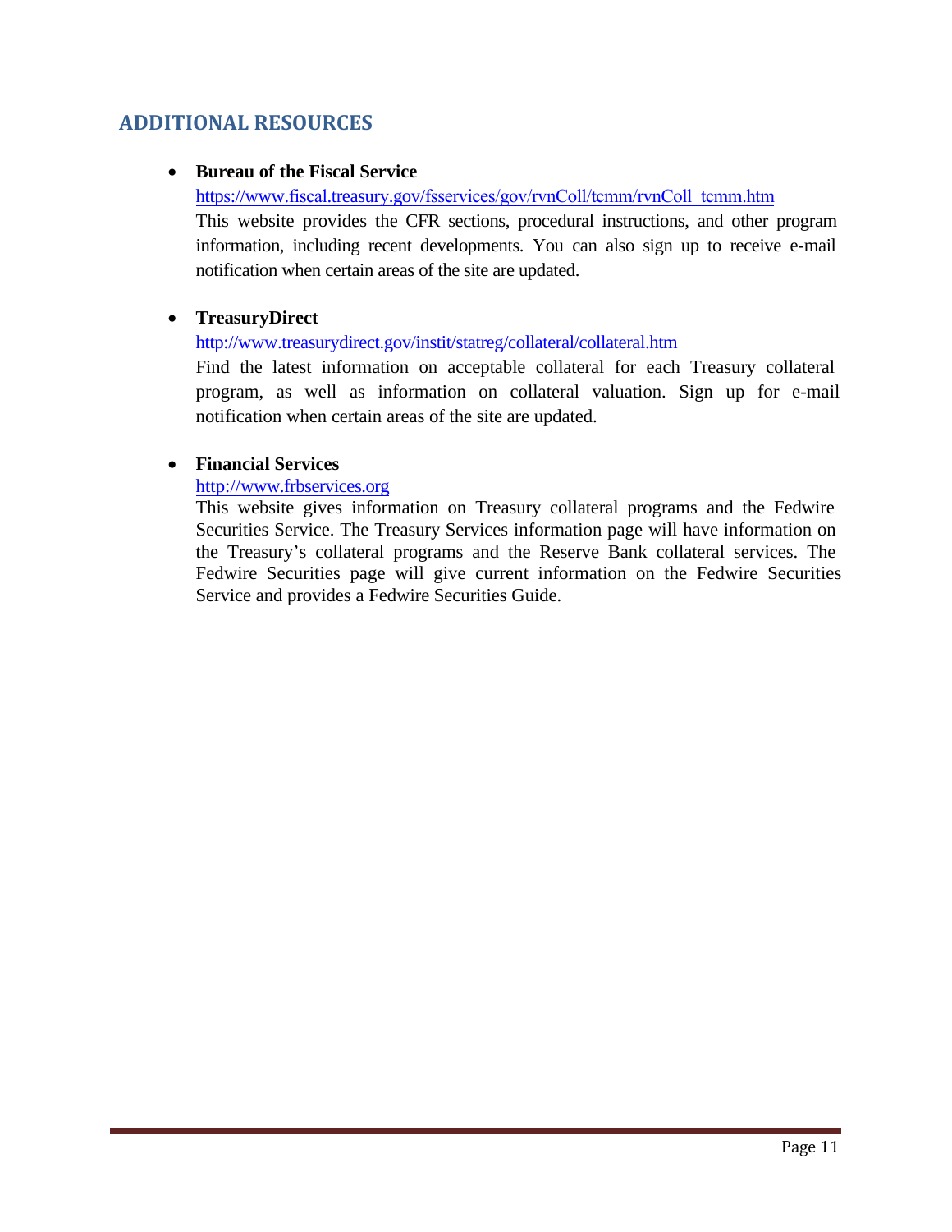## ADDITIONAL RESOURCES

- **Bureau of the Fiscal Service**
  https://www.fiscal.treasury.gov/fsservices/gov/rvnColl/tcmm/rvnColl_tcmm.htm
  This website provides the CFR sections, procedural instructions, and other program information, including recent developments. You can also sign up to receive e-mail notification when certain areas of the site are updated.

- **TreasuryDirect**
  http://www.treasurydirect.gov/instit/statreg/collateral/collateral.htm
  Find the latest information on acceptable collateral for each Treasury collateral program, as well as information on collateral valuation. Sign up for e-mail notification when certain areas of the site are updated.

- **Financial Services**
  http://www.frbservices.org
  This website gives information on Treasury collateral programs and the Fedwire Securities Service. The Treasury Services information page will have information on the Treasury's collateral programs and the Reserve Bank collateral services. The Fedwire Securities page will give current information on the Fedwire Securities Service and provides a Fedwire Securities Guide.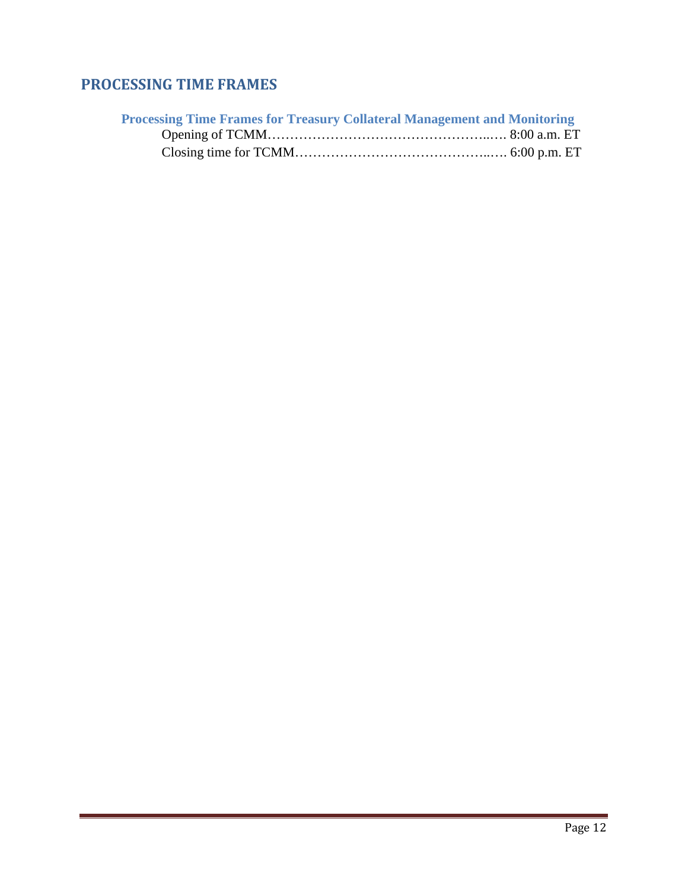# PROCESSING TIME FRAMES

## Processing Time Frames for Treasury Collateral Management and Monitoring

Opening of TCMM…………………………………………..…. 8:00 a.m. ET

Closing time for TCMM…………………………………..…. 6:00 p.m. ET